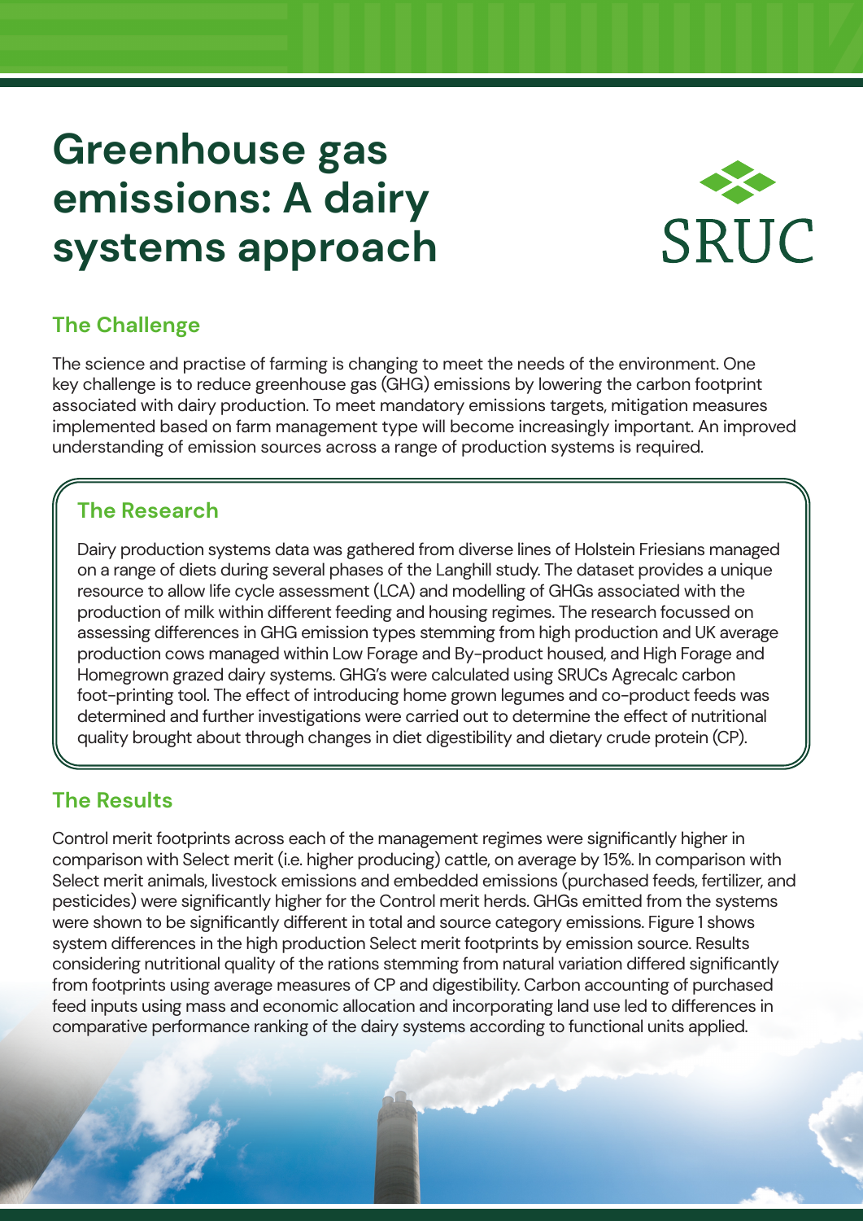# Greenhouse gas emissions: A dairy systems approach

SRUC

## The Challenge

The science and practise of farming is changing to meet the needs of the environment. One key challenge is to reduce greenhouse gas (GHG) emissions by lowering the carbon footprint associated with dairy production. To meet mandatory emissions targets, mitigation measures implemented based on farm management type will become increasingly important. An improved understanding of emission sources across a range of production systems is required.

## The Research

Dairy production systems data was gathered from diverse lines of Holstein Friesians managed on a range of diets during several phases of the Langhill study. The dataset provides a unique resource to allow life cycle assessment (LCA) and modelling of GHGs associated with the production of milk within different feeding and housing regimes. The research focussed on assessing differences in GHG emission types stemming from high production and UK average production cows managed within Low Forage and By-product housed, and High Forage and Homegrown grazed dairy systems. GHG's were calculated using SRUCs Agrecalc carbon foot-printing tool. The effect of introducing home grown legumes and co-product feeds was determined and further investigations were carried out to determine the effect of nutritional quality brought about through changes in diet digestibility and dietary crude protein (CP).

## The Results

Control merit footprints across each of the management regimes were significantly higher in comparison with Select merit (i.e. higher producing) cattle, on average by 15%. In comparison with Select merit animals, livestock emissions and embedded emissions (purchased feeds, fertilizer, and pesticides) were significantly higher for the Control merit herds. GHGs emitted from the systems were shown to be significantly different in total and source category emissions. Figure 1 shows system differences in the high production Select merit footprints by emission source. Results considering nutritional quality of the rations stemming from natural variation differed significantly from footprints using average measures of CP and digestibility. Carbon accounting of purchased feed inputs using mass and economic allocation and incorporating land use led to differences in comparative performance ranking of the dairy systems according to functional units applied.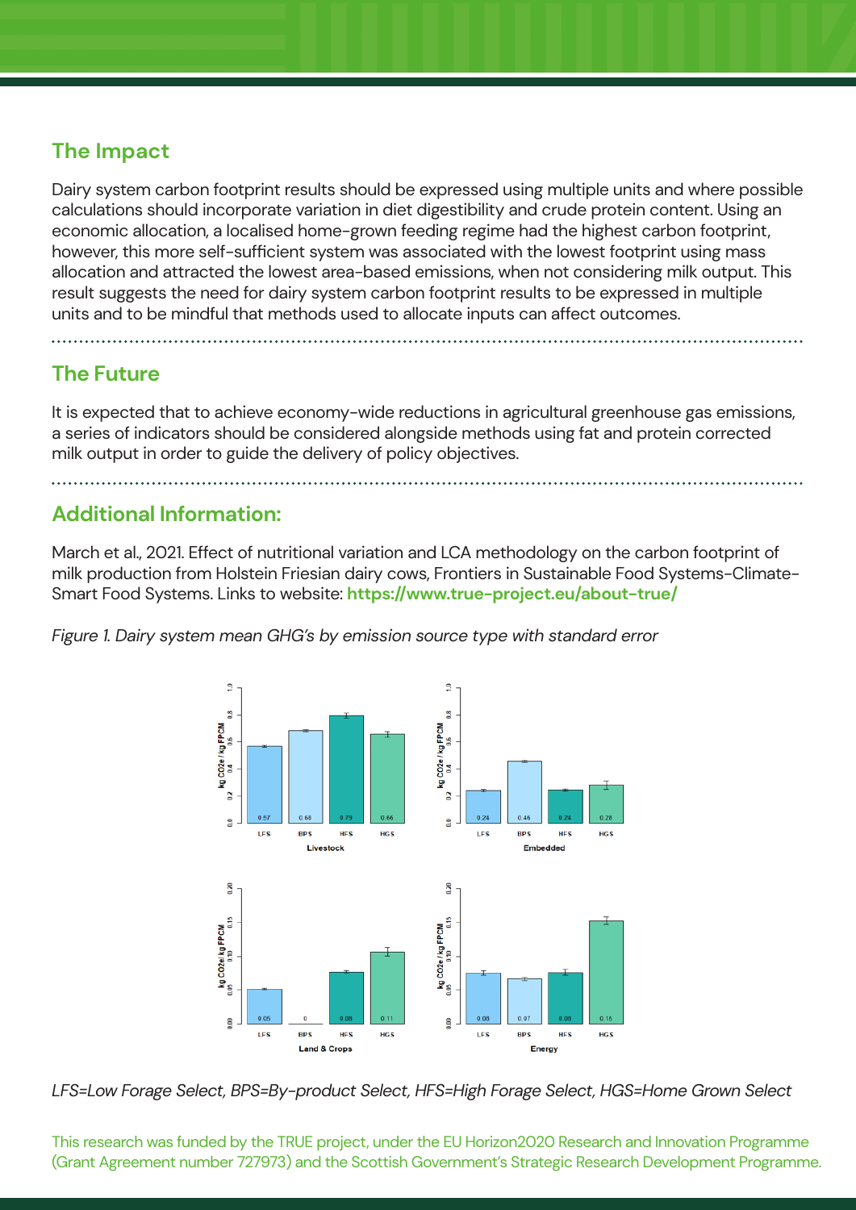## The Impact

Dairy system carbon footprint results should be expressed using multiple units and where possible calculations should incorporate variation in diet digestibility and crude protein content. Using an economic allocation, a localised home-grown feeding regime had the highest carbon footprint, however, this more self-sufficient system was associated with the lowest footprint using mass allocation and attracted the lowest area-based emissions, when not considering milk output. This result suggests the need for dairy system carbon footprint results to be expressed in multiple units and to be mindful that methods used to allocate inputs can affect outcomes.

## The Future

It is expected that to achieve economy-wide reductions in agricultural greenhouse gas emissions, a series of indicators should be considered alongside methods using fat and protein corrected milk output in order to guide the delivery of policy objectives.

## Additional Information:

March et al., 2021. Effect of nutritional variation and LCA methodology on the carbon footprint of milk production from Holstein Friesian dairy cows, Frontiers in Sustainable Food Systems-Climate-Smart Food Systems. Links to website: **https://www.true-project.eu/about-true/**

*Figure 1. Dairy system mean GHG's by emission source type with standard error*

Livestock
kg CO2e / kg FPCM
0.0 0.2 0.4 0.6 0.8 1.0
LFS 0.57
BPS 0.68
HFS 0.79
HGS 0.66

Embedded
kg CO2e / kg FPCM
0.0 0.2 0.4 0.6 0.8 1.0
LFS 0.24
BPS 0.46
HFS 0.24
HGS 0.28

Land & Crops
kg CO2e/ kg FPCM
0.00 0.05 0.10 0.15 0.20
LFS 0.05
BPS 0
HFS 0.08
HGS 0.11

Energy
kg CO2e/ kg FPCM
0.00 0.05 0.10 0.15 0.20
LFS 0.08
BPS 0.07
HFS 0.08
HGS 0.15

*LFS=Low Forage Select, BPS=By-product Select, HFS=High Forage Select, HGS=Home Grown Select*

This research was funded by the TRUE project, under the EU Horizon2020 Research and Innovation Programme (Grant Agreement number 727973) and the Scottish Government's Strategic Research Development Programme.